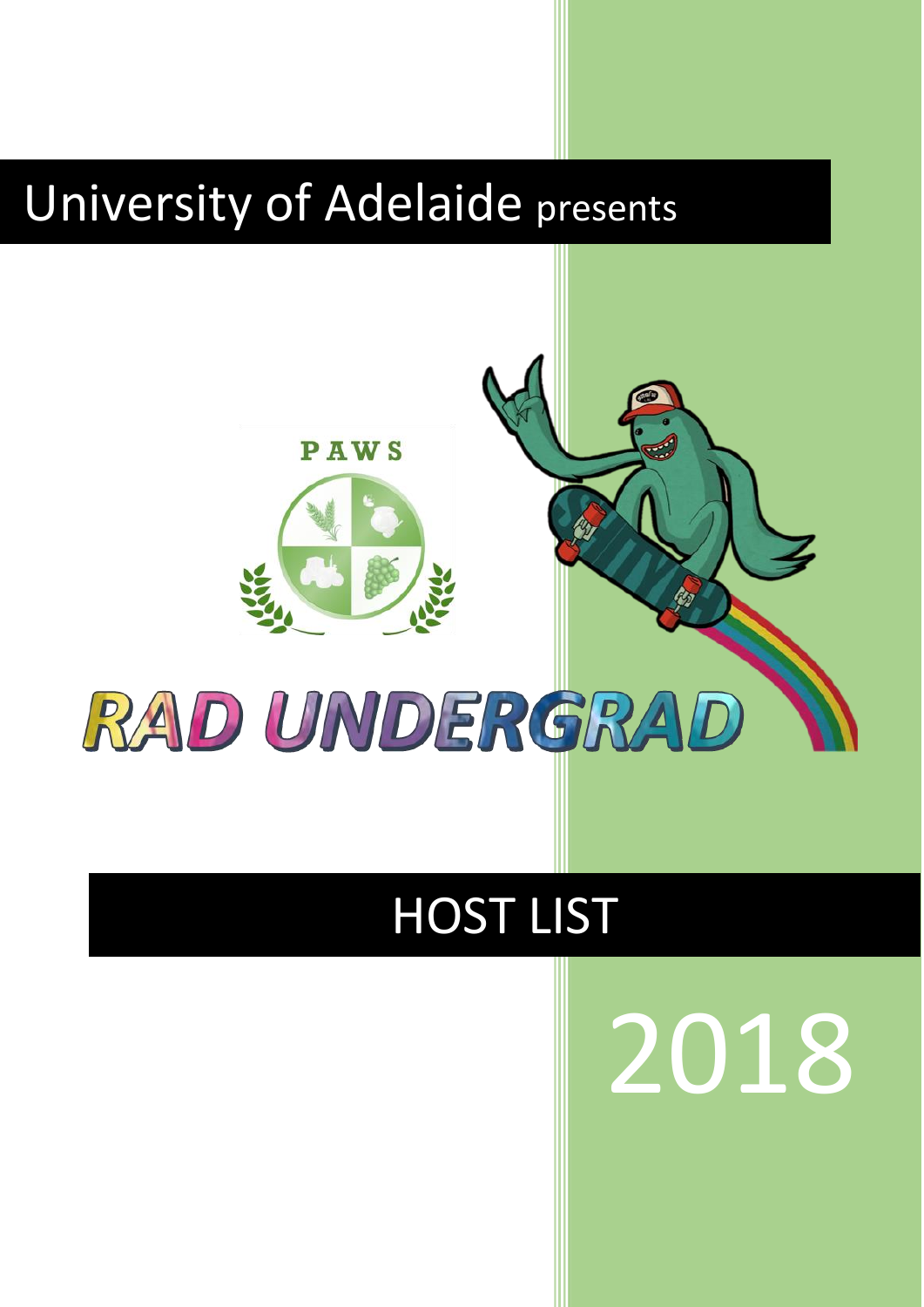University of Adelaide presents

PAWS

# RAD UNDERGRAD

## HOST LIST

2018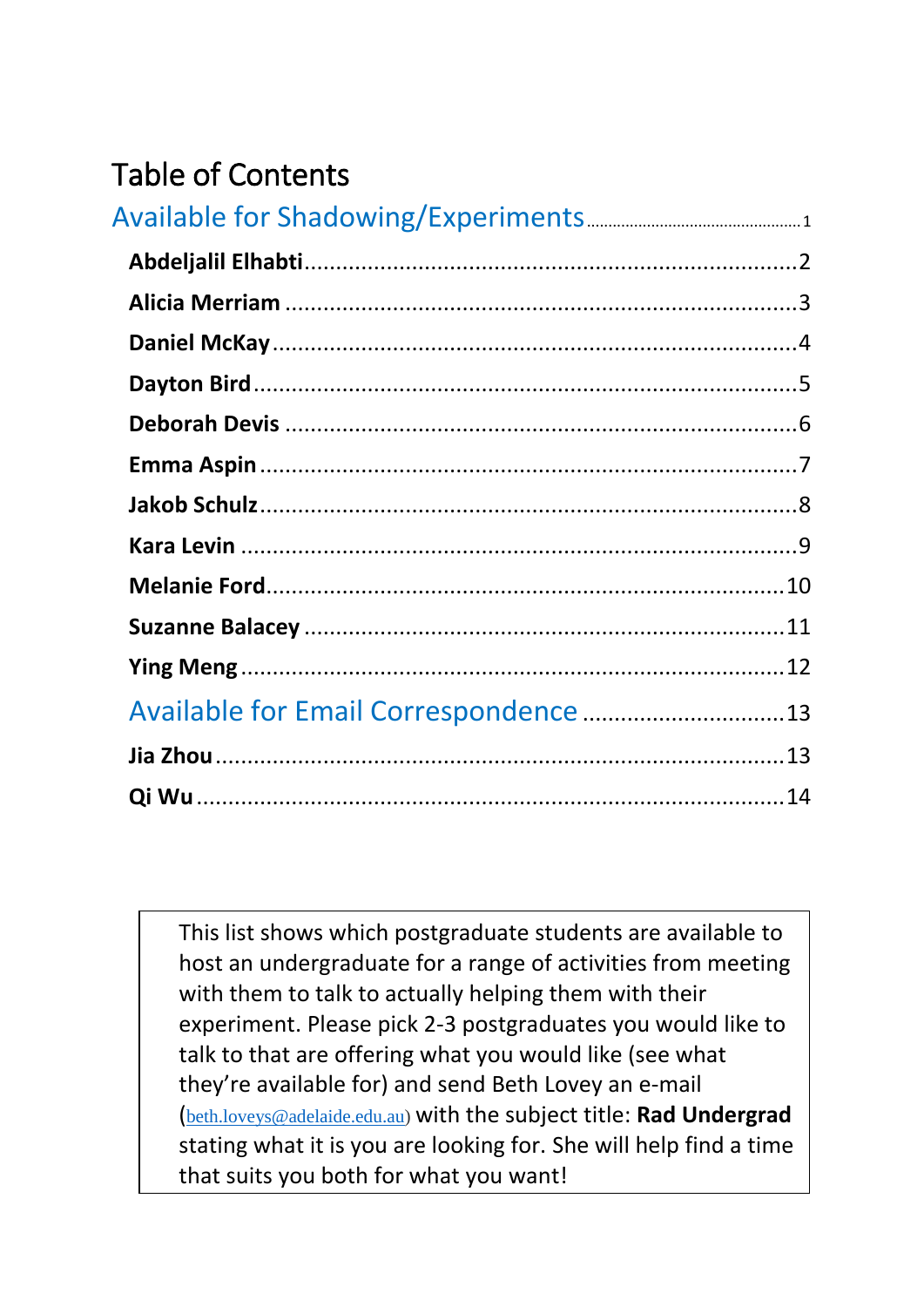# Table of Contents

Available for Shadowing/Experiments ........ 1

- **Abdeljalil Elhabti** ........ 2
- **Alicia Merriam** ........ 3
- **Daniel McKay** ........ 4
- **Dayton Bird** ........ 5
- **Deborah Devis** ........ 6
- **Emma Aspin** ........ 7
- **Jakob Schulz** ........ 8
- **Kara Levin** ........ 9
- **Melanie Ford** ........ 10
- **Suzanne Balacey** ........ 11
- **Ying Meng** ........ 12

Available for Email Correspondence ........ 13

- **Jia Zhou** ........ 13
- **Qi Wu** ........ 14

This list shows which postgraduate students are available to host an undergraduate for a range of activities from meeting with them to talk to actually helping them with their experiment. Please pick 2-3 postgraduates you would like to talk to that are offering what you would like (see what they're available for) and send Beth Lovey an e-mail (beth.loveys@adelaide.edu.au) with the subject title: **Rad Undergrad** stating what it is you are looking for. She will help find a time that suits you both for what you want!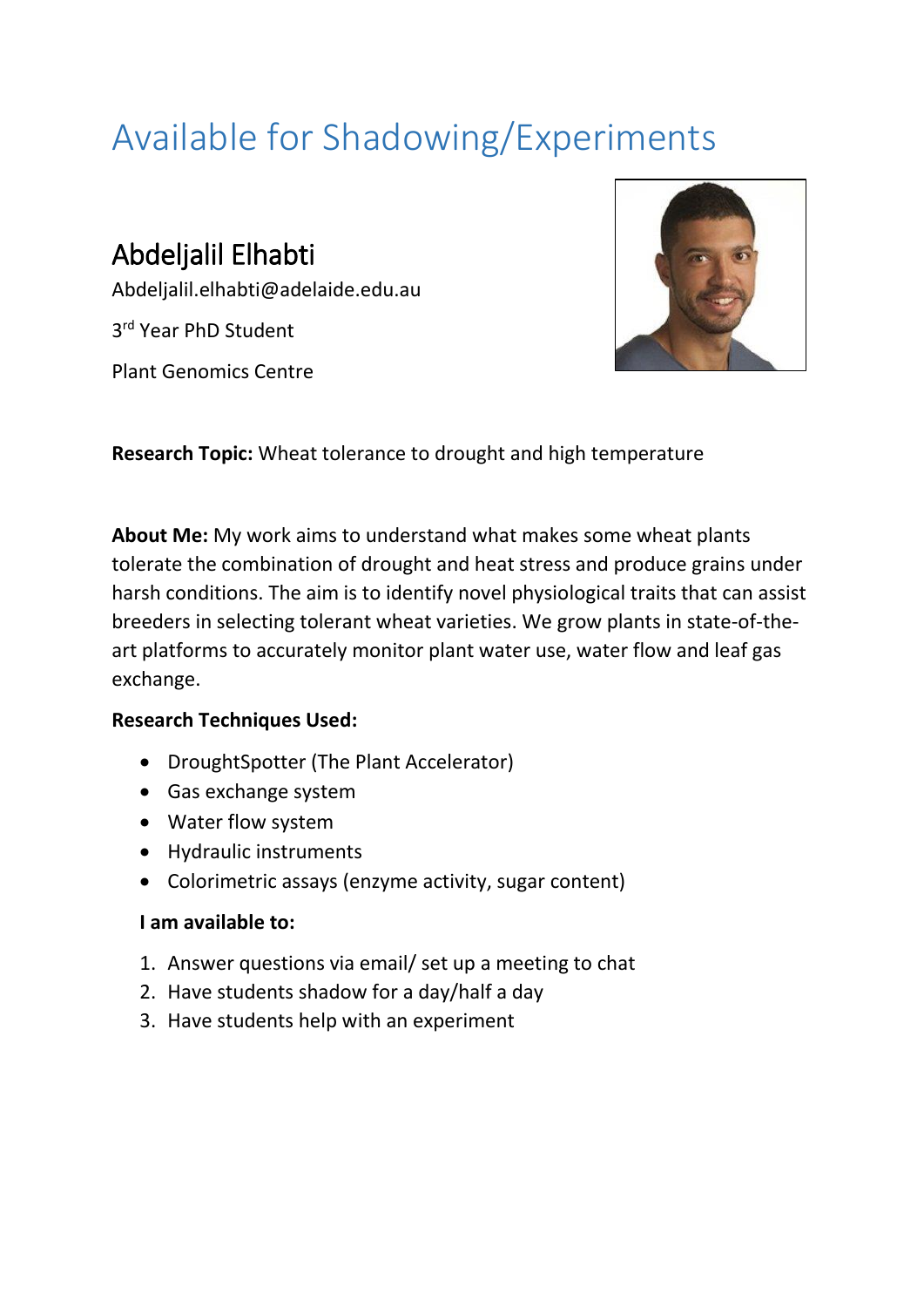# Available for Shadowing/Experiments

## Abdeljalil Elhabti

Abdeljalil.elhabti@adelaide.edu.au

3rd Year PhD Student

Plant Genomics Centre

**Research Topic:** Wheat tolerance to drought and high temperature

**About Me:** My work aims to understand what makes some wheat plants tolerate the combination of drought and heat stress and produce grains under harsh conditions. The aim is to identify novel physiological traits that can assist breeders in selecting tolerant wheat varieties. We grow plants in state-of-the-art platforms to accurately monitor plant water use, water flow and leaf gas exchange.

**Research Techniques Used:**

- DroughtSpotter (The Plant Accelerator)
- Gas exchange system
- Water flow system
- Hydraulic instruments
- Colorimetric assays (enzyme activity, sugar content)

**I am available to:**

1. Answer questions via email/ set up a meeting to chat
2. Have students shadow for a day/half a day
3. Have students help with an experiment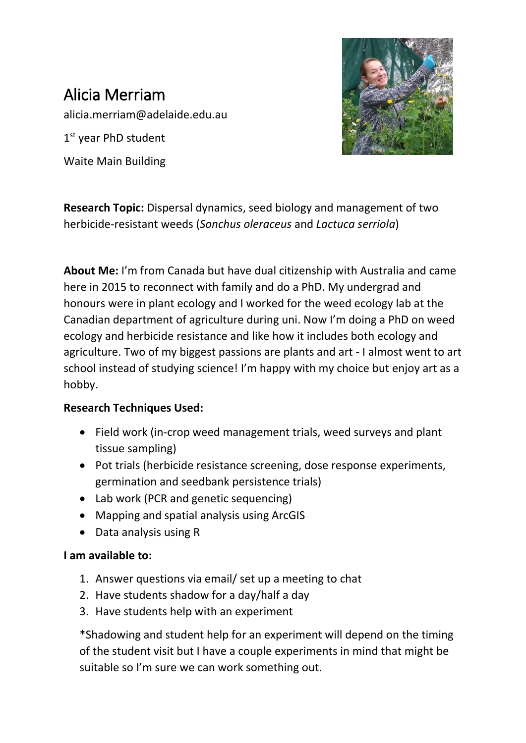# Alicia Merriam

alicia.merriam@adelaide.edu.au

1st year PhD student

Waite Main Building

**Research Topic:** Dispersal dynamics, seed biology and management of two herbicide-resistant weeds (*Sonchus oleraceus* and *Lactuca serriola*)

**About Me:** I'm from Canada but have dual citizenship with Australia and came here in 2015 to reconnect with family and do a PhD. My undergrad and honours were in plant ecology and I worked for the weed ecology lab at the Canadian department of agriculture during uni. Now I'm doing a PhD on weed ecology and herbicide resistance and like how it includes both ecology and agriculture. Two of my biggest passions are plants and art - I almost went to art school instead of studying science! I'm happy with my choice but enjoy art as a hobby.

**Research Techniques Used:**

- Field work (in-crop weed management trials, weed surveys and plant tissue sampling)
- Pot trials (herbicide resistance screening, dose response experiments, germination and seedbank persistence trials)
- Lab work (PCR and genetic sequencing)
- Mapping and spatial analysis using ArcGIS
- Data analysis using R

**I am available to:**

1. Answer questions via email/ set up a meeting to chat
2. Have students shadow for a day/half a day
3. Have students help with an experiment

*Shadowing and student help for an experiment will depend on the timing of the student visit but I have a couple experiments in mind that might be suitable so I'm sure we can work something out.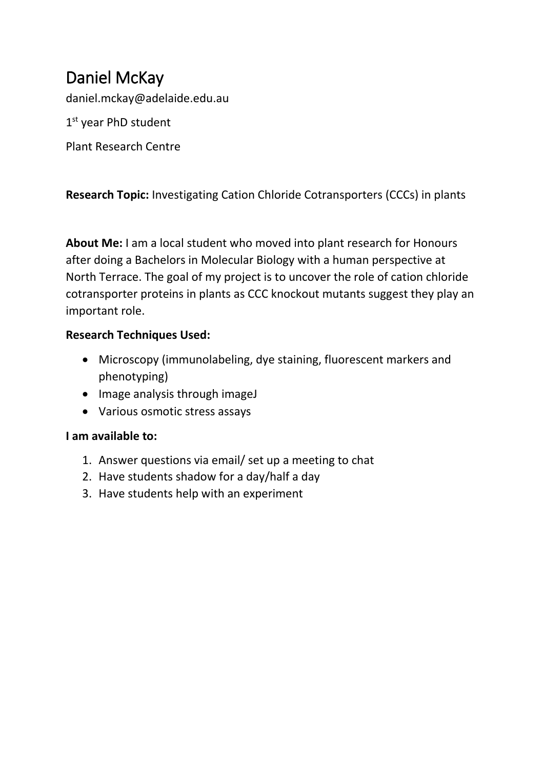# Daniel McKay

daniel.mckay@adelaide.edu.au

1st year PhD student

Plant Research Centre

**Research Topic:** Investigating Cation Chloride Cotransporters (CCCs) in plants

**About Me:** I am a local student who moved into plant research for Honours after doing a Bachelors in Molecular Biology with a human perspective at North Terrace. The goal of my project is to uncover the role of cation chloride cotransporter proteins in plants as CCC knockout mutants suggest they play an important role.

**Research Techniques Used:**

- Microscopy (immunolabeling, dye staining, fluorescent markers and phenotyping)
- Image analysis through imageJ
- Various osmotic stress assays

**I am available to:**

1. Answer questions via email/ set up a meeting to chat
2. Have students shadow for a day/half a day
3. Have students help with an experiment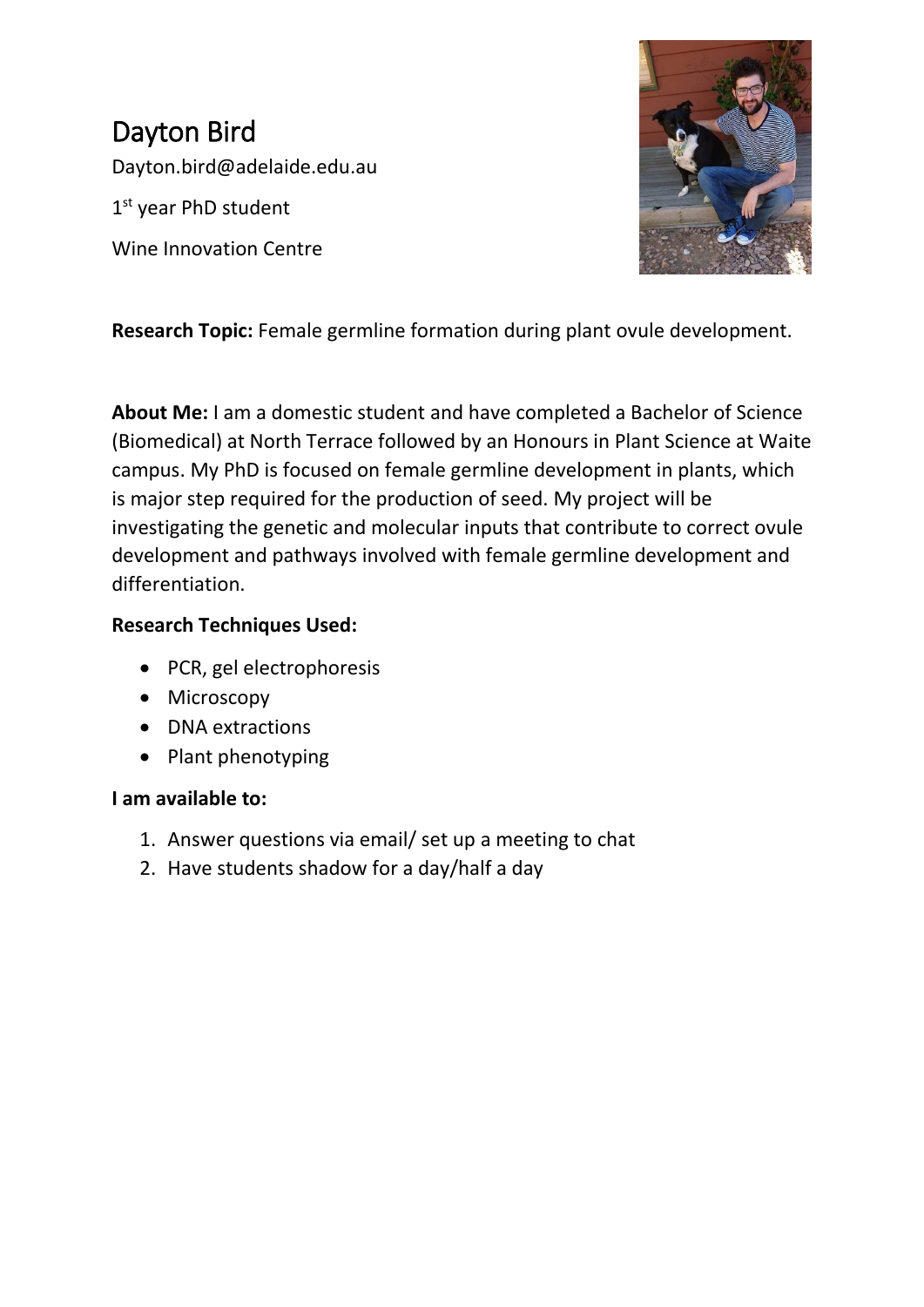# Dayton Bird

Dayton.bird@adelaide.edu.au

1st year PhD student

Wine Innovation Centre

**Research Topic:** Female germline formation during plant ovule development.

**About Me:** I am a domestic student and have completed a Bachelor of Science (Biomedical) at North Terrace followed by an Honours in Plant Science at Waite campus. My PhD is focused on female germline development in plants, which is major step required for the production of seed. My project will be investigating the genetic and molecular inputs that contribute to correct ovule development and pathways involved with female germline development and differentiation.

**Research Techniques Used:**

- PCR, gel electrophoresis
- Microscopy
- DNA extractions
- Plant phenotyping

**I am available to:**

1. Answer questions via email/ set up a meeting to chat
2. Have students shadow for a day/half a day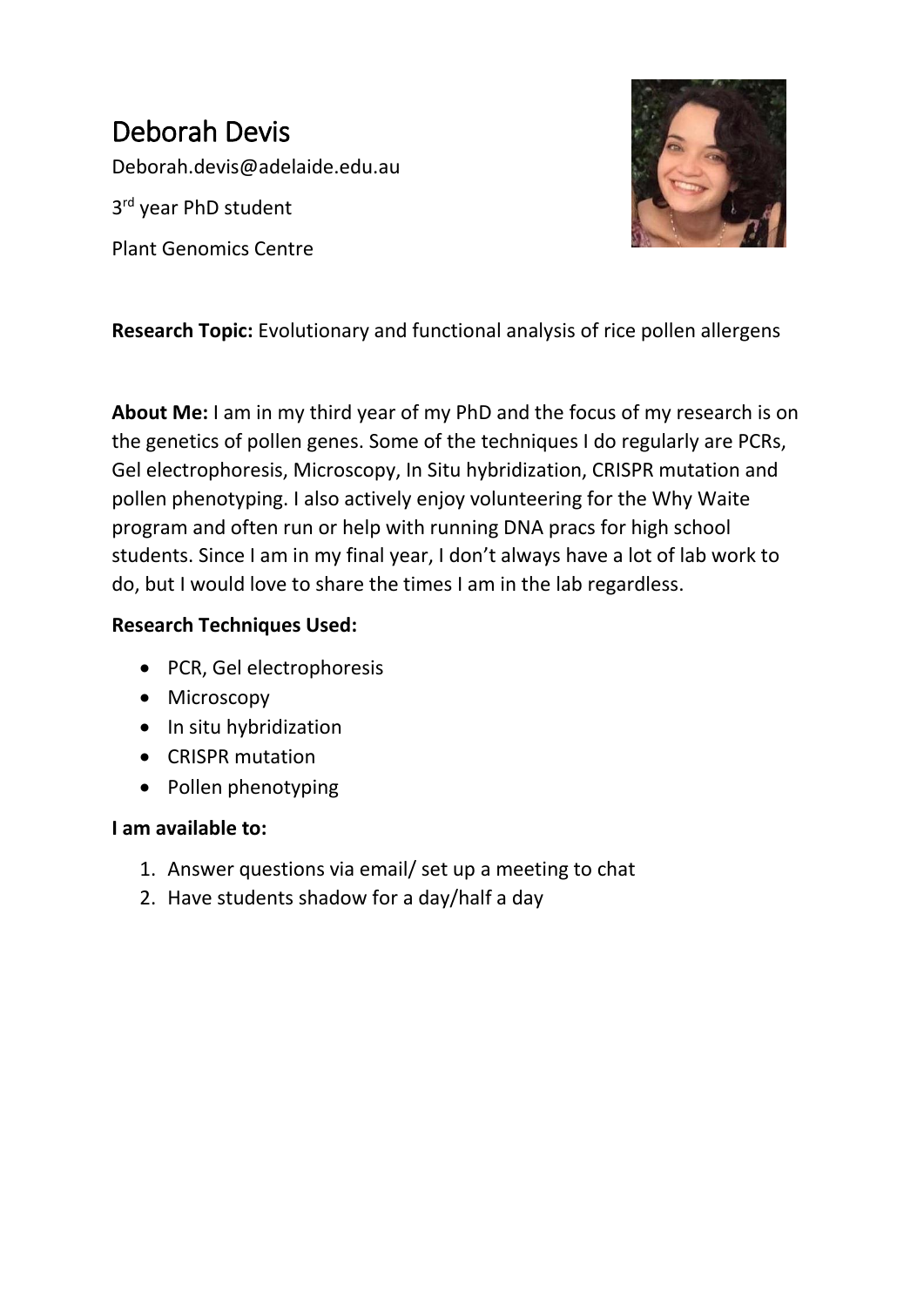# Deborah Devis

Deborah.devis@adelaide.edu.au

3rd year PhD student

Plant Genomics Centre

**Research Topic:** Evolutionary and functional analysis of rice pollen allergens

**About Me:** I am in my third year of my PhD and the focus of my research is on the genetics of pollen genes. Some of the techniques I do regularly are PCRs, Gel electrophoresis, Microscopy, In Situ hybridization, CRISPR mutation and pollen phenotyping. I also actively enjoy volunteering for the Why Waite program and often run or help with running DNA pracs for high school students. Since I am in my final year, I don't always have a lot of lab work to do, but I would love to share the times I am in the lab regardless.

**Research Techniques Used:**

- PCR, Gel electrophoresis
- Microscopy
- In situ hybridization
- CRISPR mutation
- Pollen phenotyping

**I am available to:**

1. Answer questions via email/ set up a meeting to chat
2. Have students shadow for a day/half a day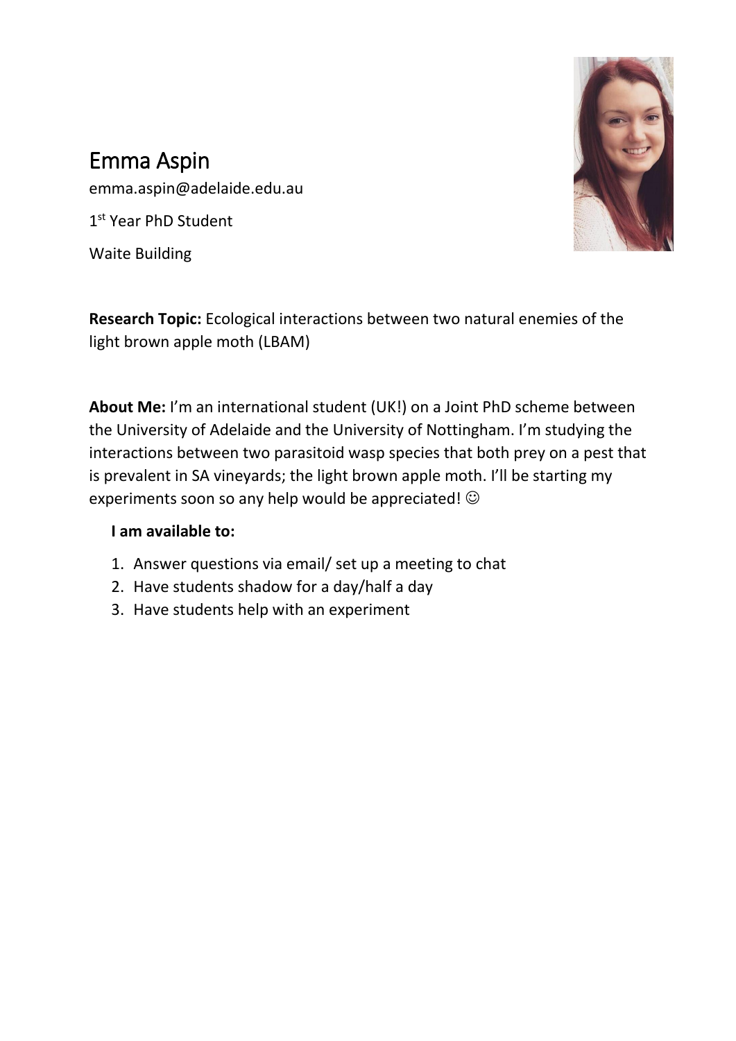# Emma Aspin

emma.aspin@adelaide.edu.au

1st Year PhD Student

Waite Building

**Research Topic:** Ecological interactions between two natural enemies of the light brown apple moth (LBAM)

**About Me:** I'm an international student (UK!) on a Joint PhD scheme between the University of Adelaide and the University of Nottingham. I'm studying the interactions between two parasitoid wasp species that both prey on a pest that is prevalent in SA vineyards; the light brown apple moth. I'll be starting my experiments soon so any help would be appreciated! ☺

**I am available to:**

1. Answer questions via email/ set up a meeting to chat
2. Have students shadow for a day/half a day
3. Have students help with an experiment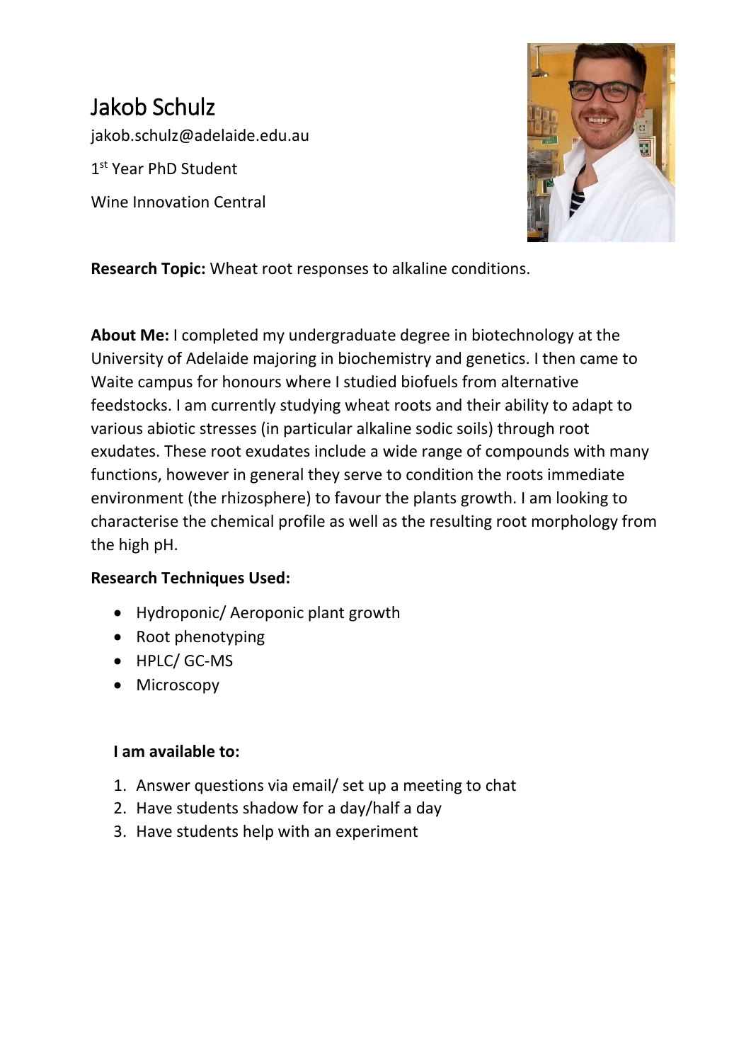# Jakob Schulz

jakob.schulz@adelaide.edu.au

1st Year PhD Student

Wine Innovation Central

**Research Topic:** Wheat root responses to alkaline conditions.

**About Me:** I completed my undergraduate degree in biotechnology at the University of Adelaide majoring in biochemistry and genetics. I then came to Waite campus for honours where I studied biofuels from alternative feedstocks. I am currently studying wheat roots and their ability to adapt to various abiotic stresses (in particular alkaline sodic soils) through root exudates. These root exudates include a wide range of compounds with many functions, however in general they serve to condition the roots immediate environment (the rhizosphere) to favour the plants growth. I am looking to characterise the chemical profile as well as the resulting root morphology from the high pH.

**Research Techniques Used:**

- Hydroponic/ Aeroponic plant growth
- Root phenotyping
- HPLC/ GC-MS
- Microscopy

**I am available to:**

1. Answer questions via email/ set up a meeting to chat
2. Have students shadow for a day/half a day
3. Have students help with an experiment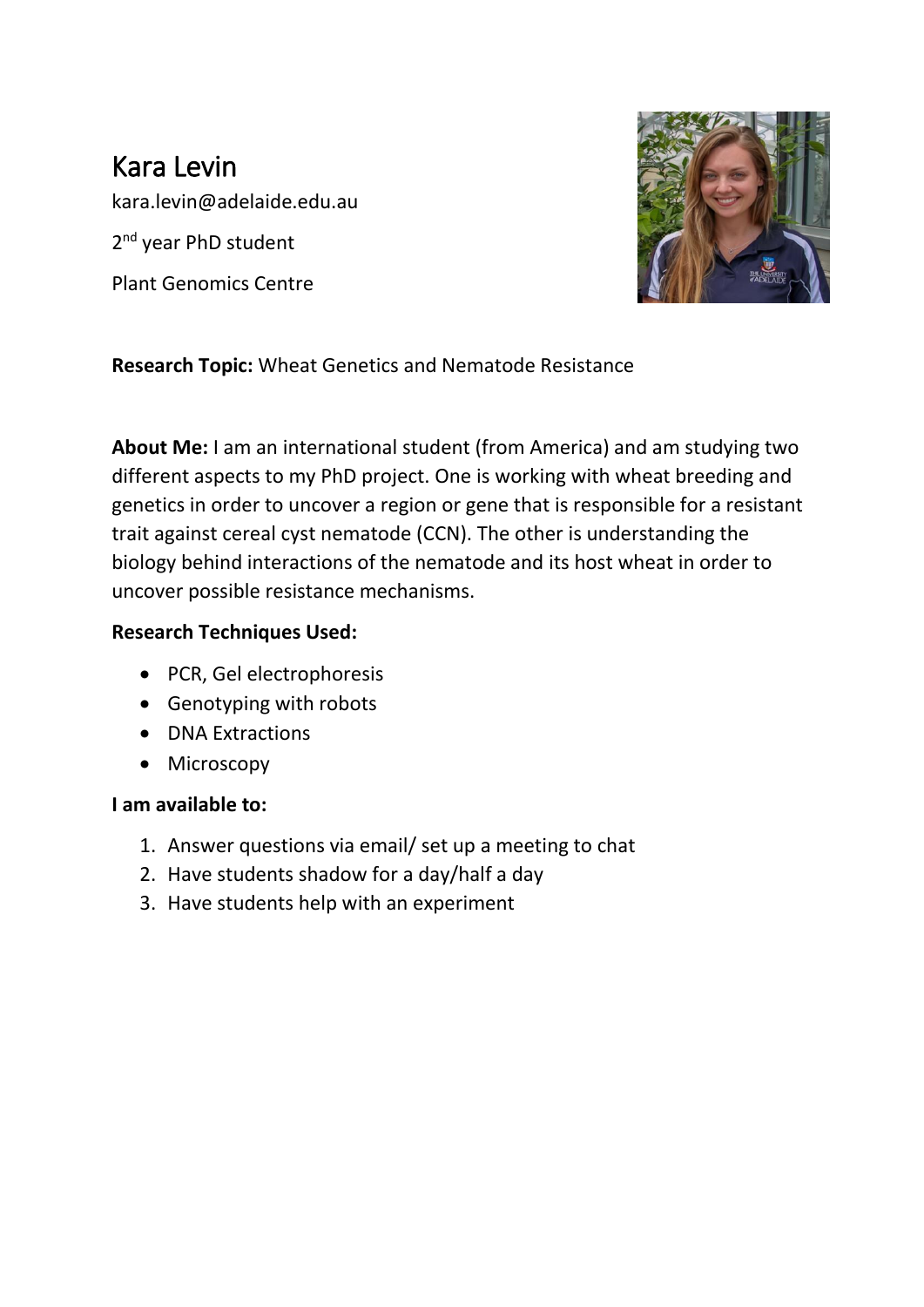# Kara Levin

kara.levin@adelaide.edu.au

2nd year PhD student

Plant Genomics Centre

**Research Topic:** Wheat Genetics and Nematode Resistance

**About Me:** I am an international student (from America) and am studying two different aspects to my PhD project. One is working with wheat breeding and genetics in order to uncover a region or gene that is responsible for a resistant trait against cereal cyst nematode (CCN). The other is understanding the biology behind interactions of the nematode and its host wheat in order to uncover possible resistance mechanisms.

**Research Techniques Used:**

- PCR, Gel electrophoresis
- Genotyping with robots
- DNA Extractions
- Microscopy

**I am available to:**

1. Answer questions via email/ set up a meeting to chat
2. Have students shadow for a day/half a day
3. Have students help with an experiment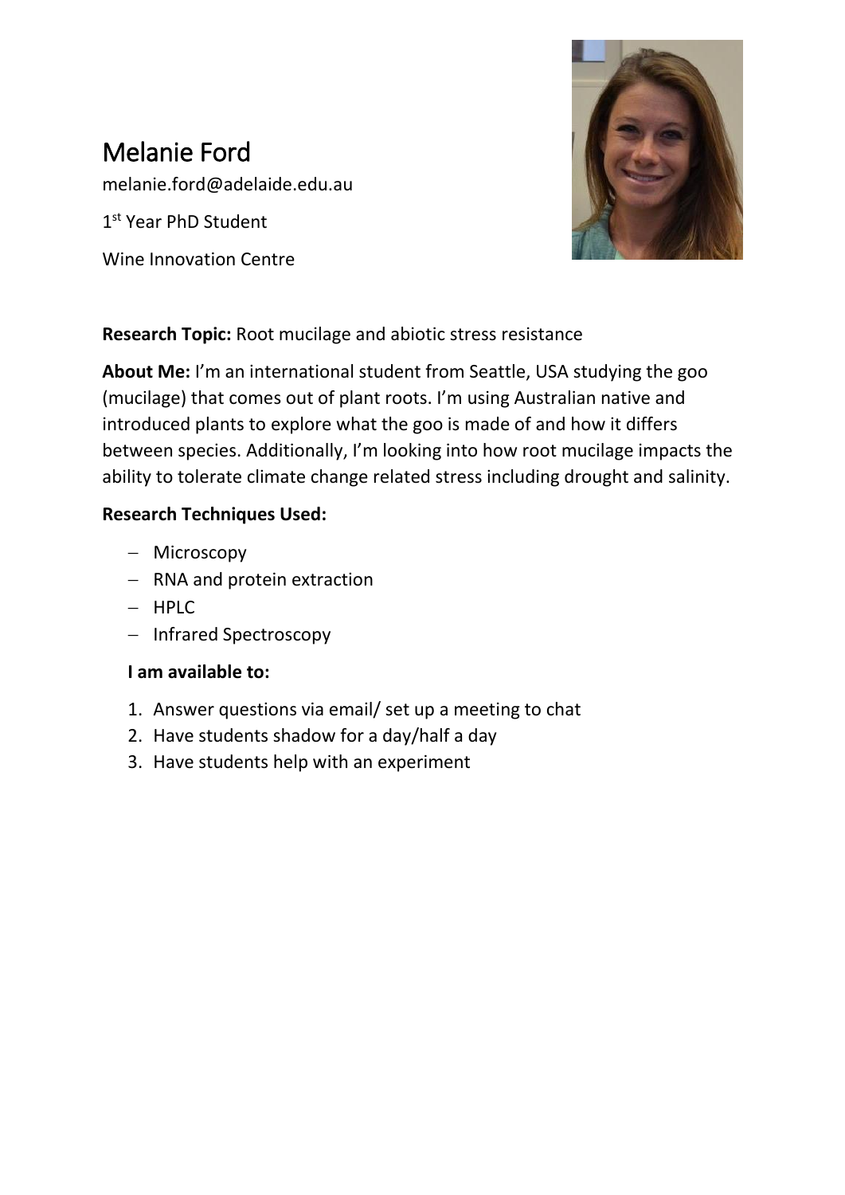# Melanie Ford

melanie.ford@adelaide.edu.au

1st Year PhD Student

Wine Innovation Centre

**Research Topic:** Root mucilage and abiotic stress resistance

**About Me:** I'm an international student from Seattle, USA studying the goo (mucilage) that comes out of plant roots. I'm using Australian native and introduced plants to explore what the goo is made of and how it differs between species. Additionally, I'm looking into how root mucilage impacts the ability to tolerate climate change related stress including drought and salinity.

**Research Techniques Used:**

- Microscopy
- RNA and protein extraction
- HPLC
- Infrared Spectroscopy

**I am available to:**

1. Answer questions via email/ set up a meeting to chat
2. Have students shadow for a day/half a day
3. Have students help with an experiment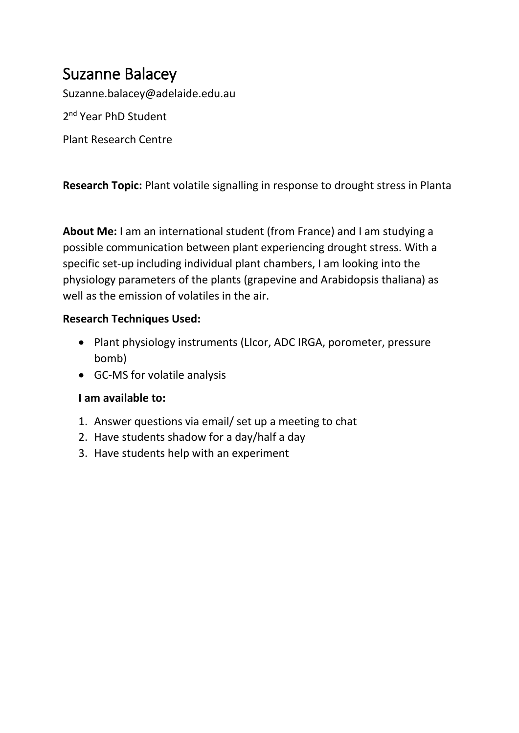# Suzanne Balacey

Suzanne.balacey@adelaide.edu.au

2nd Year PhD Student

Plant Research Centre

**Research Topic:** Plant volatile signalling in response to drought stress in Planta

**About Me:** I am an international student (from France) and I am studying a possible communication between plant experiencing drought stress. With a specific set-up including individual plant chambers, I am looking into the physiology parameters of the plants (grapevine and Arabidopsis thaliana) as well as the emission of volatiles in the air.

**Research Techniques Used:**

- Plant physiology instruments (LIcor, ADC IRGA, porometer, pressure bomb)
- GC-MS for volatile analysis

**I am available to:**

1. Answer questions via email/ set up a meeting to chat
2. Have students shadow for a day/half a day
3. Have students help with an experiment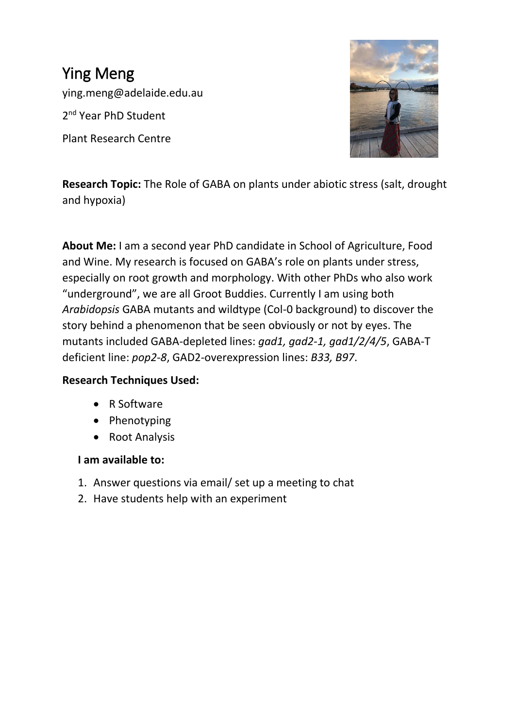# Ying Meng

ying.meng@adelaide.edu.au

2nd Year PhD Student

Plant Research Centre

**Research Topic:** The Role of GABA on plants under abiotic stress (salt, drought and hypoxia)

**About Me:** I am a second year PhD candidate in School of Agriculture, Food and Wine. My research is focused on GABA's role on plants under stress, especially on root growth and morphology. With other PhDs who also work "underground", we are all Groot Buddies. Currently I am using both *Arabidopsis* GABA mutants and wildtype (Col-0 background) to discover the story behind a phenomenon that be seen obviously or not by eyes. The mutants included GABA-depleted lines: *gad1, gad2-1, gad1/2/4/5*, GABA-T deficient line: *pop2-8*, GAD2-overexpression lines: *B33, B97*.

**Research Techniques Used:**

- R Software
- Phenotyping
- Root Analysis

**I am available to:**

1. Answer questions via email/ set up a meeting to chat
2. Have students help with an experiment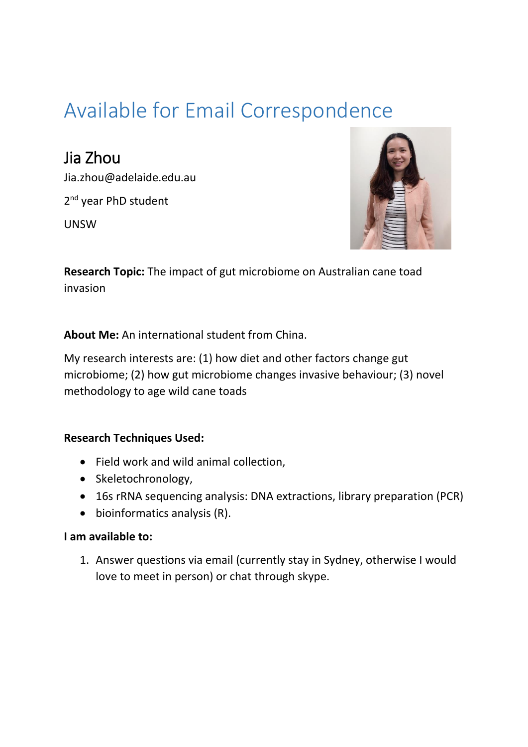# Available for Email Correspondence

## Jia Zhou

Jia.zhou@adelaide.edu.au

2nd year PhD student

UNSW

**Research Topic:** The impact of gut microbiome on Australian cane toad invasion

**About Me:** An international student from China.

My research interests are: (1) how diet and other factors change gut microbiome; (2) how gut microbiome changes invasive behaviour; (3) novel methodology to age wild cane toads

**Research Techniques Used:**

- Field work and wild animal collection,
- Skeletochronology,
- 16s rRNA sequencing analysis: DNA extractions, library preparation (PCR)
- bioinformatics analysis (R).

**I am available to:**

1. Answer questions via email (currently stay in Sydney, otherwise I would love to meet in person) or chat through skype.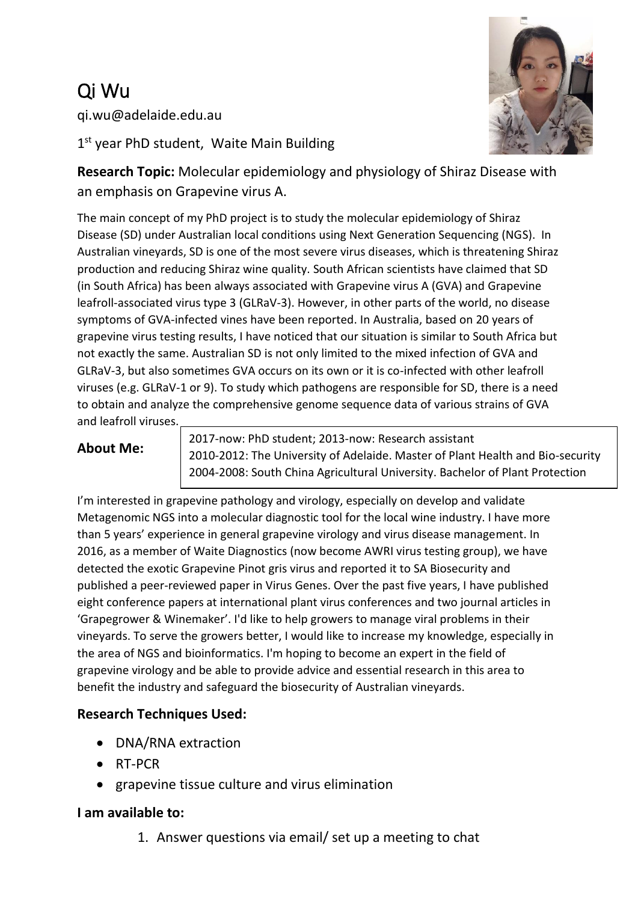# Qi Wu

qi.wu@adelaide.edu.au

1st year PhD student, Waite Main Building

**Research Topic:** Molecular epidemiology and physiology of Shiraz Disease with an emphasis on Grapevine virus A.

The main concept of my PhD project is to study the molecular epidemiology of Shiraz Disease (SD) under Australian local conditions using Next Generation Sequencing (NGS). In Australian vineyards, SD is one of the most severe virus diseases, which is threatening Shiraz production and reducing Shiraz wine quality. South African scientists have claimed that SD (in South Africa) has been always associated with Grapevine virus A (GVA) and Grapevine leafroll-associated virus type 3 (GLRaV-3). However, in other parts of the world, no disease symptoms of GVA-infected vines have been reported. In Australia, based on 20 years of grapevine virus testing results, I have noticed that our situation is similar to South Africa but not exactly the same. Australian SD is not only limited to the mixed infection of GVA and GLRaV-3, but also sometimes GVA occurs on its own or it is co-infected with other leafroll viruses (e.g. GLRaV-1 or 9). To study which pathogens are responsible for SD, there is a need to obtain and analyze the comprehensive genome sequence data of various strains of GVA and leafroll viruses.

**About Me:**

2017-now: PhD student; 2013-now: Research assistant
2010-2012: The University of Adelaide. Master of Plant Health and Bio-security
2004-2008: South China Agricultural University. Bachelor of Plant Protection

I'm interested in grapevine pathology and virology, especially on develop and validate Metagenomic NGS into a molecular diagnostic tool for the local wine industry. I have more than 5 years' experience in general grapevine virology and virus disease management. In 2016, as a member of Waite Diagnostics (now become AWRI virus testing group), we have detected the exotic Grapevine Pinot gris virus and reported it to SA Biosecurity and published a peer-reviewed paper in Virus Genes. Over the past five years, I have published eight conference papers at international plant virus conferences and two journal articles in 'Grapegrower & Winemaker'. I'd like to help growers to manage viral problems in their vineyards. To serve the growers better, I would like to increase my knowledge, especially in the area of NGS and bioinformatics. I'm hoping to become an expert in the field of grapevine virology and be able to provide advice and essential research in this area to benefit the industry and safeguard the biosecurity of Australian vineyards.

### Research Techniques Used:

- DNA/RNA extraction
- RT-PCR
- grapevine tissue culture and virus elimination

### I am available to:

1. Answer questions via email/ set up a meeting to chat